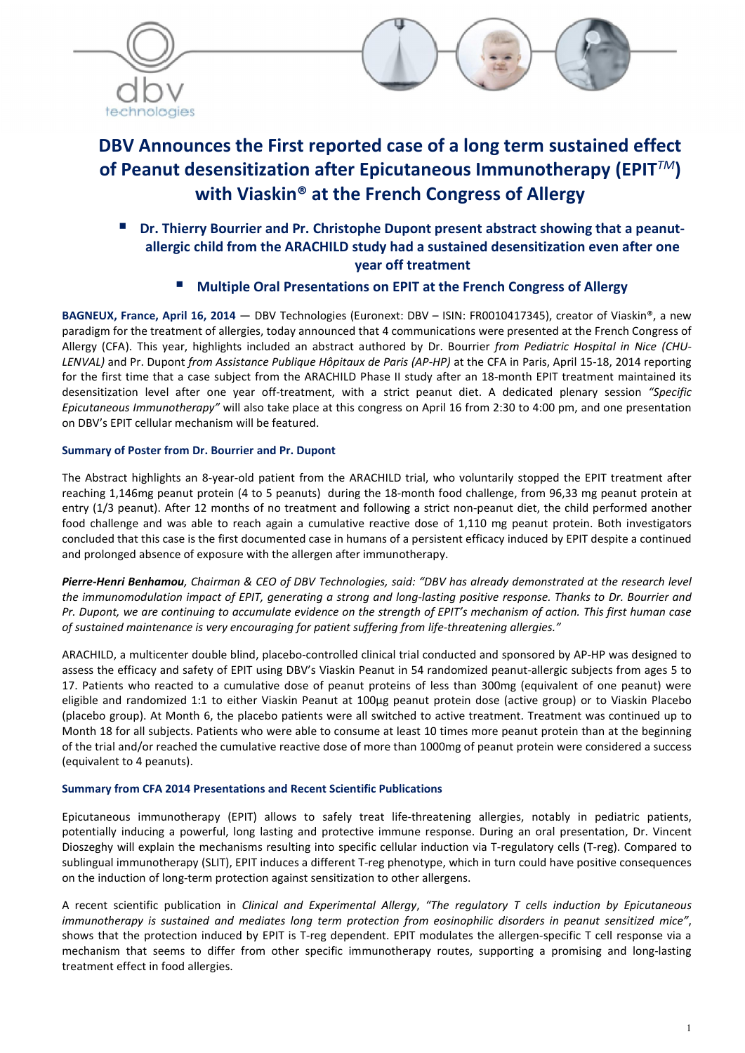# DBV Announces the First reported case of a long term sustained effect of Peanut desensitization after Epicutaneous Immunotherapy (EPIT*TM*) with Viaskin® at the French Congress of Allergy

- **Dr. Thierry Bourrier and Pr. Christophe Dupont present abstract showing that a peanut-allergic child from the ARACHILD study had a sustained desensitization even after one year off treatment**
- **Multiple Oral Presentations on EPIT at the French Congress of Allergy**

**BAGNEUX, France, April 16, 2014** — DBV Technologies (Euronext: DBV – ISIN: FR0010417345), creator of Viaskin®, a new paradigm for the treatment of allergies, today announced that 4 communications were presented at the French Congress of Allergy (CFA). This year, highlights included an abstract authored by Dr. Bourrier *from Pediatric Hospital in Nice (CHU-LENVAL)* and Pr. Dupont *from Assistance Publique Hôpitaux de Paris (AP-HP)* at the CFA in Paris, April 15-18, 2014 reporting for the first time that a case subject from the ARACHILD Phase II study after an 18-month EPIT treatment maintained its desensitization level after one year off-treatment, with a strict peanut diet. A dedicated plenary session *"Specific Epicutaneous Immunotherapy"* will also take place at this congress on April 16 from 2:30 to 4:00 pm, and one presentation on DBV's EPIT cellular mechanism will be featured.

### Summary of Poster from Dr. Bourrier and Pr. Dupont

The Abstract highlights an 8-year-old patient from the ARACHILD trial, who voluntarily stopped the EPIT treatment after reaching 1,146mg peanut protein (4 to 5 peanuts) during the 18-month food challenge, from 96,33 mg peanut protein at entry (1/3 peanut). After 12 months of no treatment and following a strict non-peanut diet, the child performed another food challenge and was able to reach again a cumulative reactive dose of 1,110 mg peanut protein. Both investigators concluded that this case is the first documented case in humans of a persistent efficacy induced by EPIT despite a continued and prolonged absence of exposure with the allergen after immunotherapy.

***Pierre-Henri Benhamou****, Chairman & CEO of DBV Technologies, said: "DBV has already demonstrated at the research level the immunomodulation impact of EPIT, generating a strong and long-lasting positive response. Thanks to Dr. Bourrier and Pr. Dupont, we are continuing to accumulate evidence on the strength of EPIT's mechanism of action. This first human case of sustained maintenance is very encouraging for patient suffering from life-threatening allergies."*

ARACHILD, a multicenter double blind, placebo-controlled clinical trial conducted and sponsored by AP-HP was designed to assess the efficacy and safety of EPIT using DBV's Viaskin Peanut in 54 randomized peanut-allergic subjects from ages 5 to 17. Patients who reacted to a cumulative dose of peanut proteins of less than 300mg (equivalent of one peanut) were eligible and randomized 1:1 to either Viaskin Peanut at 100µg peanut protein dose (active group) or to Viaskin Placebo (placebo group). At Month 6, the placebo patients were all switched to active treatment. Treatment was continued up to Month 18 for all subjects. Patients who were able to consume at least 10 times more peanut protein than at the beginning of the trial and/or reached the cumulative reactive dose of more than 1000mg of peanut protein were considered a success (equivalent to 4 peanuts).

### Summary from CFA 2014 Presentations and Recent Scientific Publications

Epicutaneous immunotherapy (EPIT) allows to safely treat life-threatening allergies, notably in pediatric patients, potentially inducing a powerful, long lasting and protective immune response. During an oral presentation, Dr. Vincent Dioszeghy will explain the mechanisms resulting into specific cellular induction via T-regulatory cells (T-reg). Compared to sublingual immunotherapy (SLIT), EPIT induces a different T-reg phenotype, which in turn could have positive consequences on the induction of long-term protection against sensitization to other allergens.

A recent scientific publication in *Clinical and Experimental Allergy*, *"The regulatory T cells induction by Epicutaneous immunotherapy is sustained and mediates long term protection from eosinophilic disorders in peanut sensitized mice"*, shows that the protection induced by EPIT is T-reg dependent. EPIT modulates the allergen-specific T cell response via a mechanism that seems to differ from other specific immunotherapy routes, supporting a promising and long-lasting treatment effect in food allergies.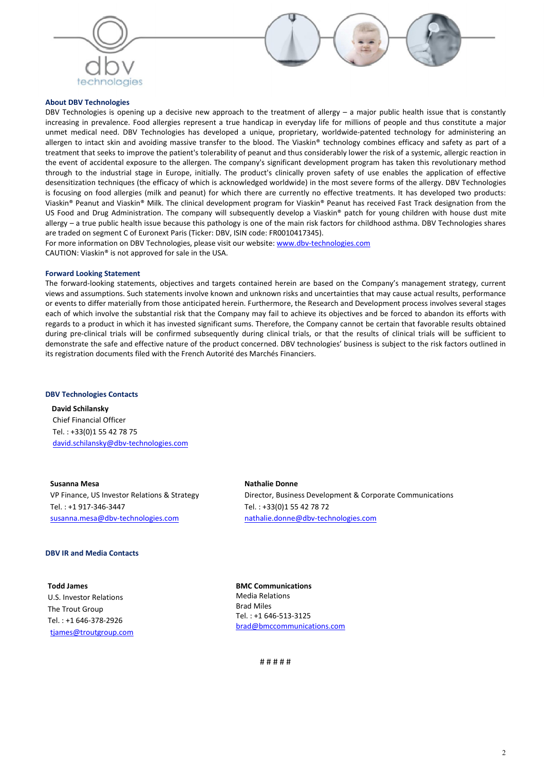### About DBV Technologies

DBV Technologies is opening up a decisive new approach to the treatment of allergy – a major public health issue that is constantly increasing in prevalence. Food allergies represent a true handicap in everyday life for millions of people and thus constitute a major unmet medical need. DBV Technologies has developed a unique, proprietary, worldwide-patented technology for administering an allergen to intact skin and avoiding massive transfer to the blood. The Viaskin® technology combines efficacy and safety as part of a treatment that seeks to improve the patient's tolerability of peanut and thus considerably lower the risk of a systemic, allergic reaction in the event of accidental exposure to the allergen. The company's significant development program has taken this revolutionary method through to the industrial stage in Europe, initially. The product's clinically proven safety of use enables the application of effective desensitization techniques (the efficacy of which is acknowledged worldwide) in the most severe forms of the allergy. DBV Technologies is focusing on food allergies (milk and peanut) for which there are currently no effective treatments. It has developed two products: Viaskin® Peanut and Viaskin® Milk. The clinical development program for Viaskin® Peanut has received Fast Track designation from the US Food and Drug Administration. The company will subsequently develop a Viaskin® patch for young children with house dust mite allergy – a true public health issue because this pathology is one of the main risk factors for childhood asthma. DBV Technologies shares are traded on segment C of Euronext Paris (Ticker: DBV, ISIN code: FR0010417345).

For more information on DBV Technologies, please visit our website: www.dbv-technologies.com

CAUTION: Viaskin® is not approved for sale in the USA.

### Forward Looking Statement

The forward-looking statements, objectives and targets contained herein are based on the Company's management strategy, current views and assumptions. Such statements involve known and unknown risks and uncertainties that may cause actual results, performance or events to differ materially from those anticipated herein. Furthermore, the Research and Development process involves several stages each of which involve the substantial risk that the Company may fail to achieve its objectives and be forced to abandon its efforts with regards to a product in which it has invested significant sums. Therefore, the Company cannot be certain that favorable results obtained during pre-clinical trials will be confirmed subsequently during clinical trials, or that the results of clinical trials will be sufficient to demonstrate the safe and effective nature of the product concerned. DBV technologies' business is subject to the risk factors outlined in its registration documents filed with the French Autorité des Marchés Financiers.

### DBV Technologies Contacts

**David Schilansky**
Chief Financial Officer
Tel. : +33(0)1 55 42 78 75
david.schilansky@dbv-technologies.com

**Susanna Mesa**
VP Finance, US Investor Relations & Strategy
Tel. : +1 917-346-3447
susanna.mesa@dbv-technologies.com

**Nathalie Donne**
Director, Business Development & Corporate Communications
Tel. : +33(0)1 55 42 78 72
nathalie.donne@dbv-technologies.com

### DBV IR and Media Contacts

**Todd James**
U.S. Investor Relations
The Trout Group
Tel. : +1 646-378-2926
tjames@troutgroup.com

**BMC Communications**
Media Relations
Brad Miles
Tel. : +1 646-513-3125
brad@bmccommunications.com

# # # # #